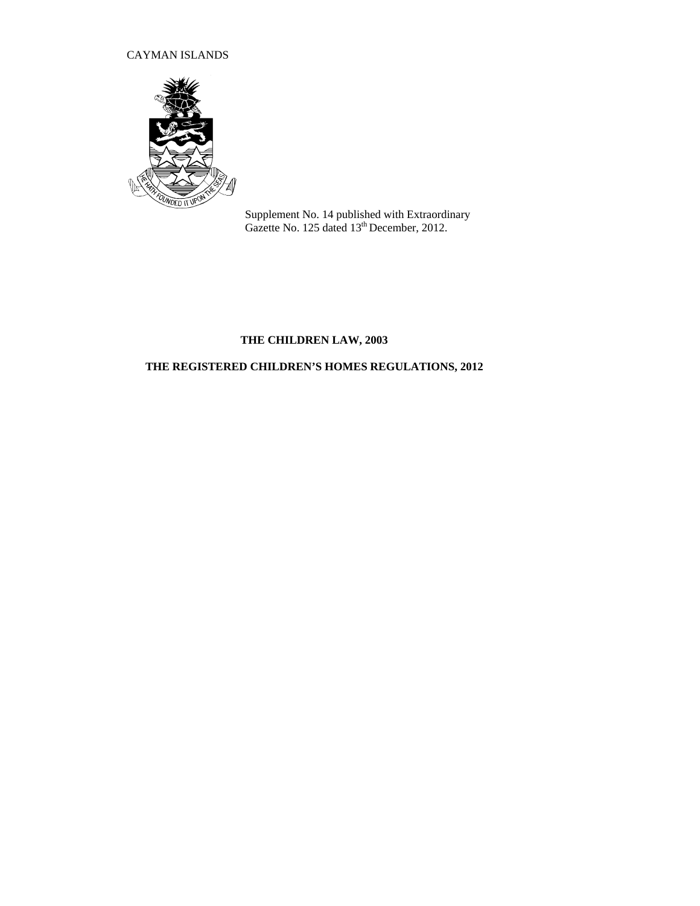CAYMAN ISLANDS

Supplement No. 14 published with Extraordinary Gazette No. 125 dated 13th December, 2012.

# THE CHILDREN LAW, 2003

# THE REGISTERED CHILDREN'S HOMES REGULATIONS, 2012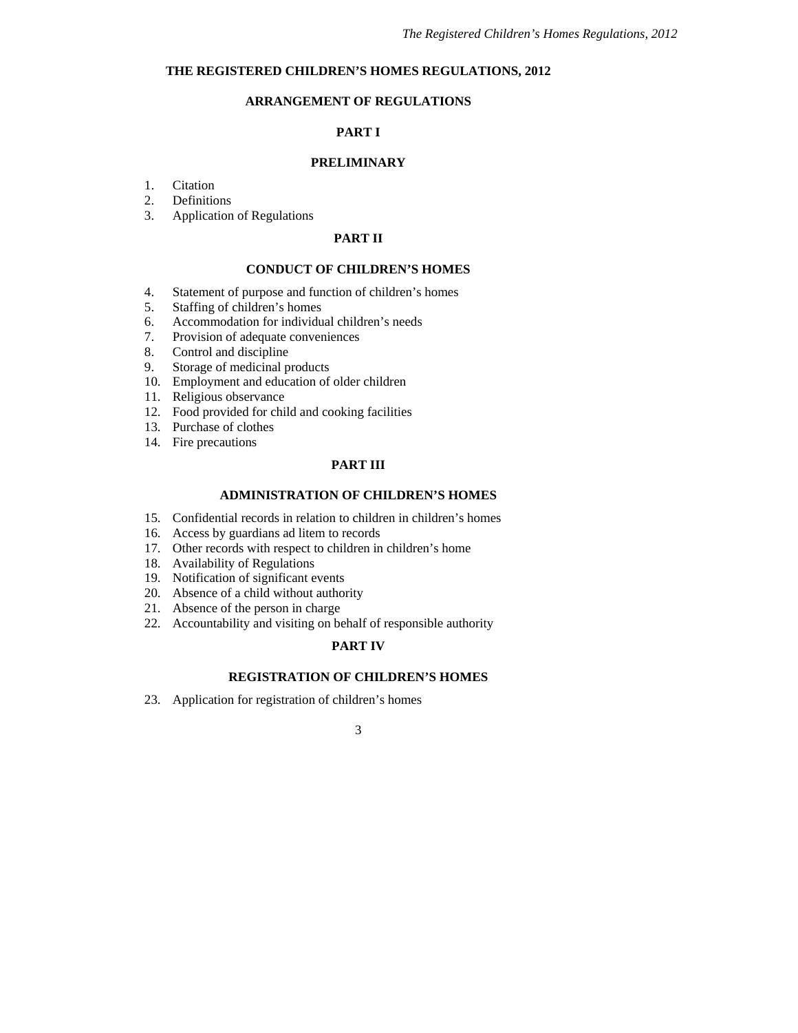# THE REGISTERED CHILDREN'S HOMES REGULATIONS, 2012

## ARRANGEMENT OF REGULATIONS

## PART I

## PRELIMINARY

1. Citation
2. Definitions
3. Application of Regulations

## PART II

## CONDUCT OF CHILDREN'S HOMES

4. Statement of purpose and function of children's homes
5. Staffing of children's homes
6. Accommodation for individual children's needs
7. Provision of adequate conveniences
8. Control and discipline
9. Storage of medicinal products
10. Employment and education of older children
11. Religious observance
12. Food provided for child and cooking facilities
13. Purchase of clothes
14. Fire precautions

## PART III

## ADMINISTRATION OF CHILDREN'S HOMES

15. Confidential records in relation to children in children's homes
16. Access by guardians ad litem to records
17. Other records with respect to children in children's home
18. Availability of Regulations
19. Notification of significant events
20. Absence of a child without authority
21. Absence of the person in charge
22. Accountability and visiting on behalf of responsible authority

## PART IV

## REGISTRATION OF CHILDREN'S HOMES

23. Application for registration of children's homes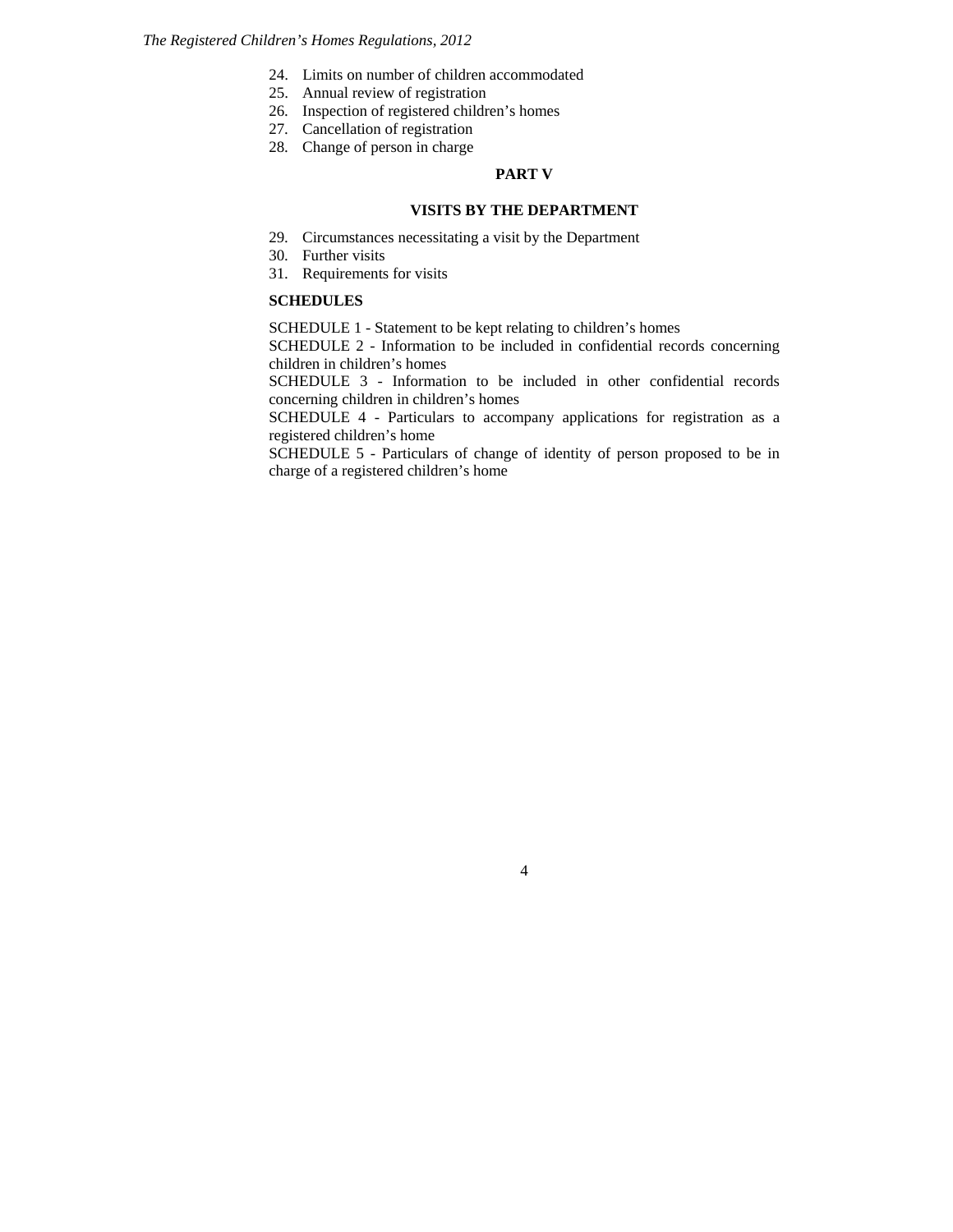24. Limits on number of children accommodated
25. Annual review of registration
26. Inspection of registered children's homes
27. Cancellation of registration
28. Change of person in charge

**PART V**

**VISITS BY THE DEPARTMENT**

29. Circumstances necessitating a visit by the Department
30. Further visits
31. Requirements for visits

**SCHEDULES**

SCHEDULE 1 - Statement to be kept relating to children's homes

SCHEDULE 2 - Information to be included in confidential records concerning children in children's homes

SCHEDULE 3 - Information to be included in other confidential records concerning children in children's homes

SCHEDULE 4 - Particulars to accompany applications for registration as a registered children's home

SCHEDULE 5 - Particulars of change of identity of person proposed to be in charge of a registered children's home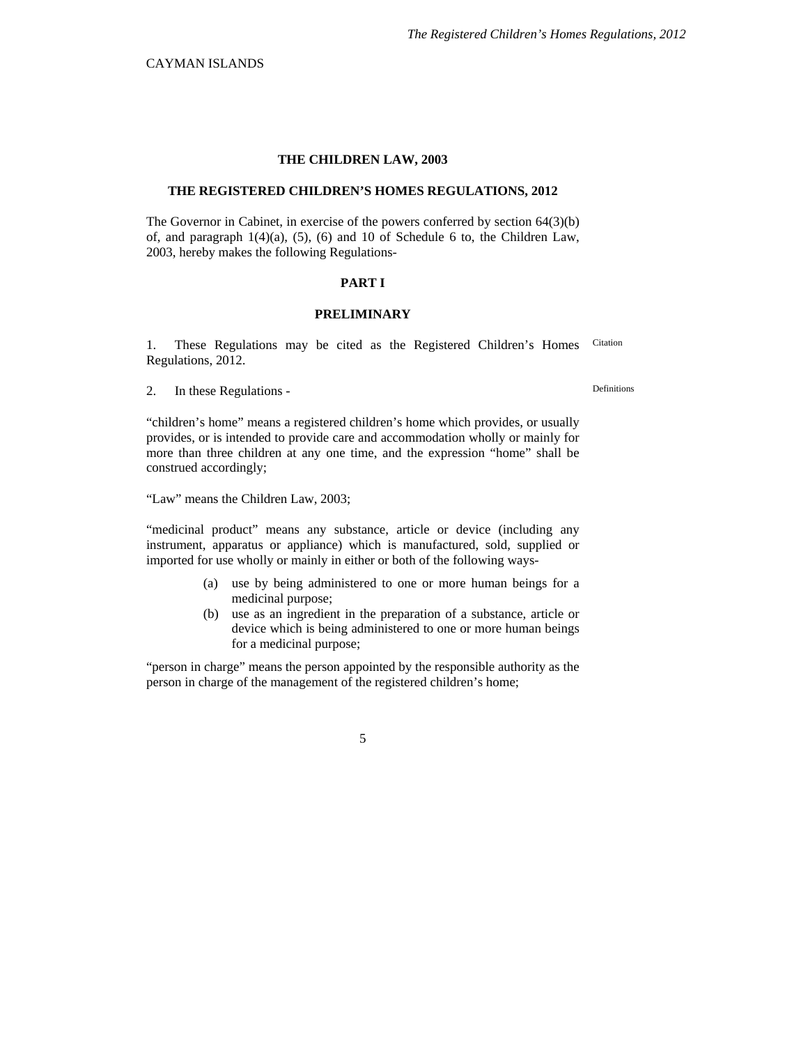CAYMAN ISLANDS

# THE CHILDREN LAW, 2003

# THE REGISTERED CHILDREN'S HOMES REGULATIONS, 2012

The Governor in Cabinet, in exercise of the powers conferred by section 64(3)(b) of, and paragraph 1(4)(a), (5), (6) and 10 of Schedule 6 to, the Children Law, 2003, hereby makes the following Regulations-

## PART I

## PRELIMINARY

1. These Regulations may be cited as the Registered Children's Homes Regulations, 2012.

Citation

2. In these Regulations -

Definitions

"children's home" means a registered children's home which provides, or usually provides, or is intended to provide care and accommodation wholly or mainly for more than three children at any one time, and the expression "home" shall be construed accordingly;

"Law" means the Children Law, 2003;

"medicinal product" means any substance, article or device (including any instrument, apparatus or appliance) which is manufactured, sold, supplied or imported for use wholly or mainly in either or both of the following ways-

- (a) use by being administered to one or more human beings for a medicinal purpose;
- (b) use as an ingredient in the preparation of a substance, article or device which is being administered to one or more human beings for a medicinal purpose;

"person in charge" means the person appointed by the responsible authority as the person in charge of the management of the registered children's home;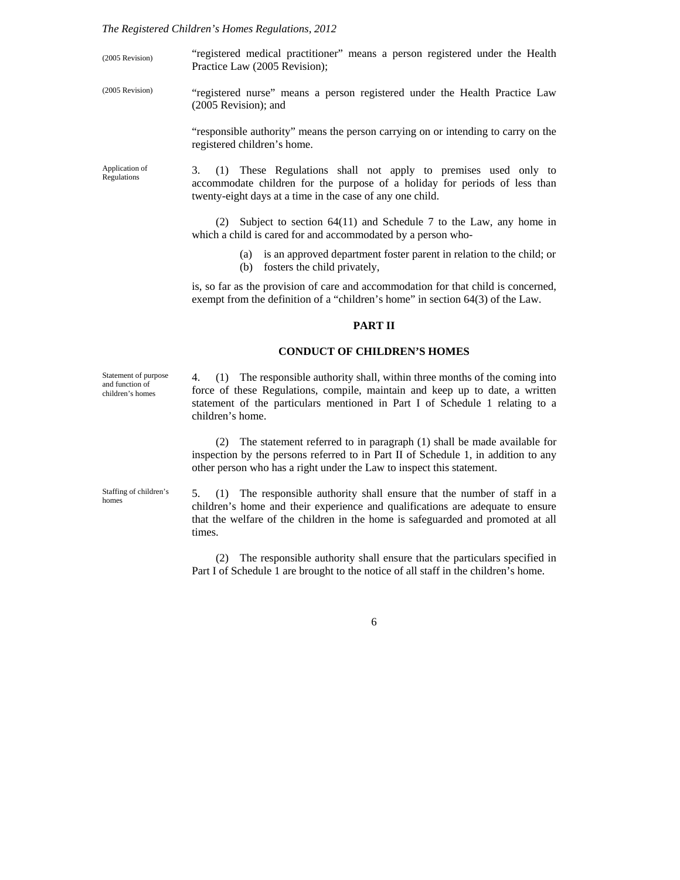(2005 Revision) "registered medical practitioner" means a person registered under the Health Practice Law (2005 Revision);

(2005 Revision) "registered nurse" means a person registered under the Health Practice Law (2005 Revision); and

"responsible authority" means the person carrying on or intending to carry on the registered children's home.

Application of Regulations

3. (1) These Regulations shall not apply to premises used only to accommodate children for the purpose of a holiday for periods of less than twenty-eight days at a time in the case of any one child.

(2) Subject to section 64(11) and Schedule 7 to the Law, any home in which a child is cared for and accommodated by a person who-

(a) is an approved department foster parent in relation to the child; or
(b) fosters the child privately,

is, so far as the provision of care and accommodation for that child is concerned, exempt from the definition of a "children's home" in section 64(3) of the Law.

## PART II

## CONDUCT OF CHILDREN'S HOMES

Statement of purpose and function of children's homes

4. (1) The responsible authority shall, within three months of the coming into force of these Regulations, compile, maintain and keep up to date, a written statement of the particulars mentioned in Part I of Schedule 1 relating to a children's home.

(2) The statement referred to in paragraph (1) shall be made available for inspection by the persons referred to in Part II of Schedule 1, in addition to any other person who has a right under the Law to inspect this statement.

Staffing of children's homes

5. (1) The responsible authority shall ensure that the number of staff in a children's home and their experience and qualifications are adequate to ensure that the welfare of the children in the home is safeguarded and promoted at all times.

(2) The responsible authority shall ensure that the particulars specified in Part I of Schedule 1 are brought to the notice of all staff in the children's home.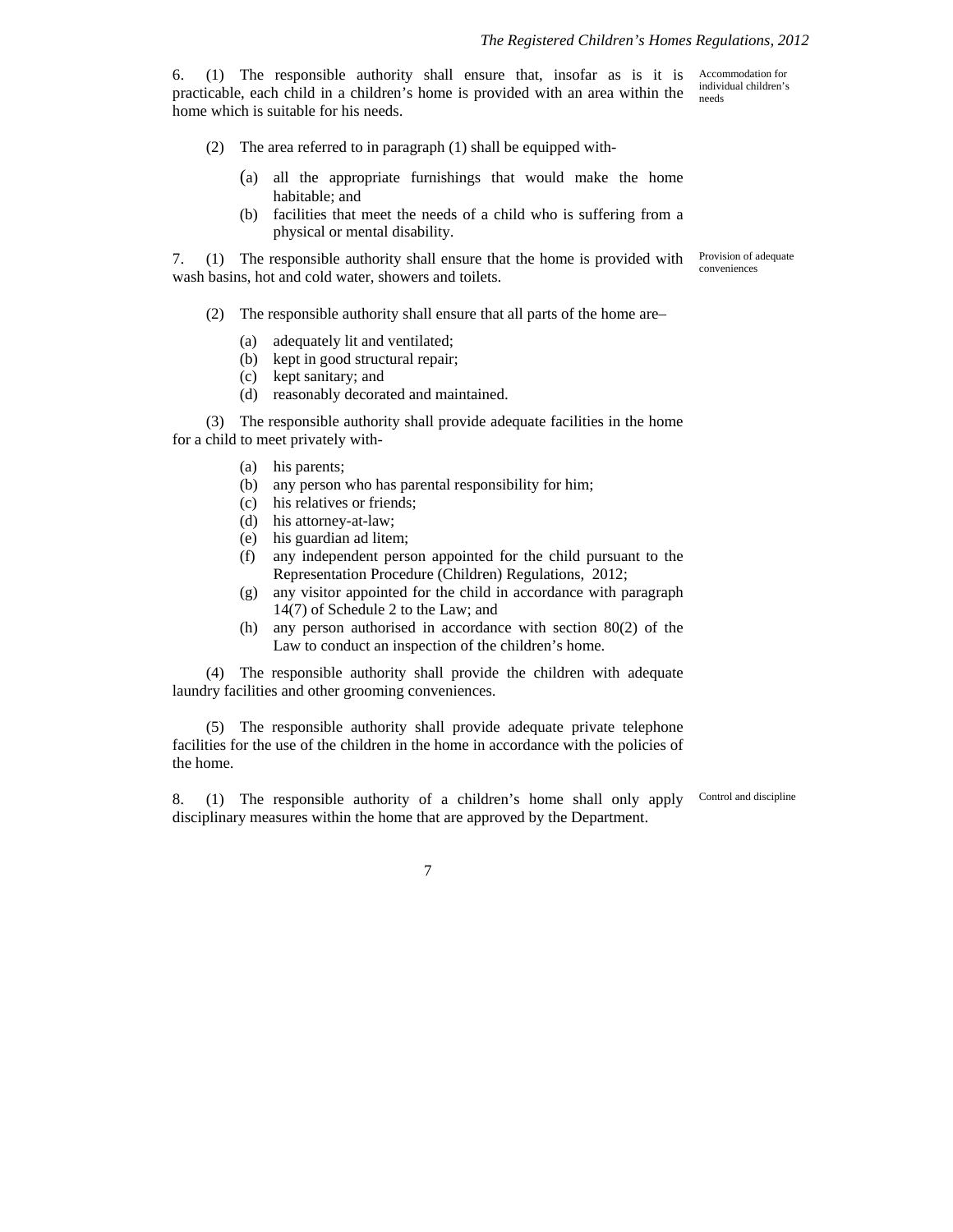6. (1) The responsible authority shall ensure that, insofar as is it is practicable, each child in a children's home is provided with an area within the home which is suitable for his needs.

*Accommodation for individual children's needs*

(2) The area referred to in paragraph (1) shall be equipped with-

(a) all the appropriate furnishings that would make the home habitable; and

(b) facilities that meet the needs of a child who is suffering from a physical or mental disability.

7. (1) The responsible authority shall ensure that the home is provided with wash basins, hot and cold water, showers and toilets.

*Provision of adequate conveniences*

(2) The responsible authority shall ensure that all parts of the home are–

(a) adequately lit and ventilated;

(b) kept in good structural repair;

(c) kept sanitary; and

(d) reasonably decorated and maintained.

(3) The responsible authority shall provide adequate facilities in the home for a child to meet privately with-

(a) his parents;

(b) any person who has parental responsibility for him;

(c) his relatives or friends;

(d) his attorney-at-law;

(e) his guardian ad litem;

(f) any independent person appointed for the child pursuant to the Representation Procedure (Children) Regulations, 2012;

(g) any visitor appointed for the child in accordance with paragraph 14(7) of Schedule 2 to the Law; and

(h) any person authorised in accordance with section 80(2) of the Law to conduct an inspection of the children's home.

(4) The responsible authority shall provide the children with adequate laundry facilities and other grooming conveniences.

(5) The responsible authority shall provide adequate private telephone facilities for the use of the children in the home in accordance with the policies of the home.

8. (1) The responsible authority of a children's home shall only apply disciplinary measures within the home that are approved by the Department.

*Control and discipline*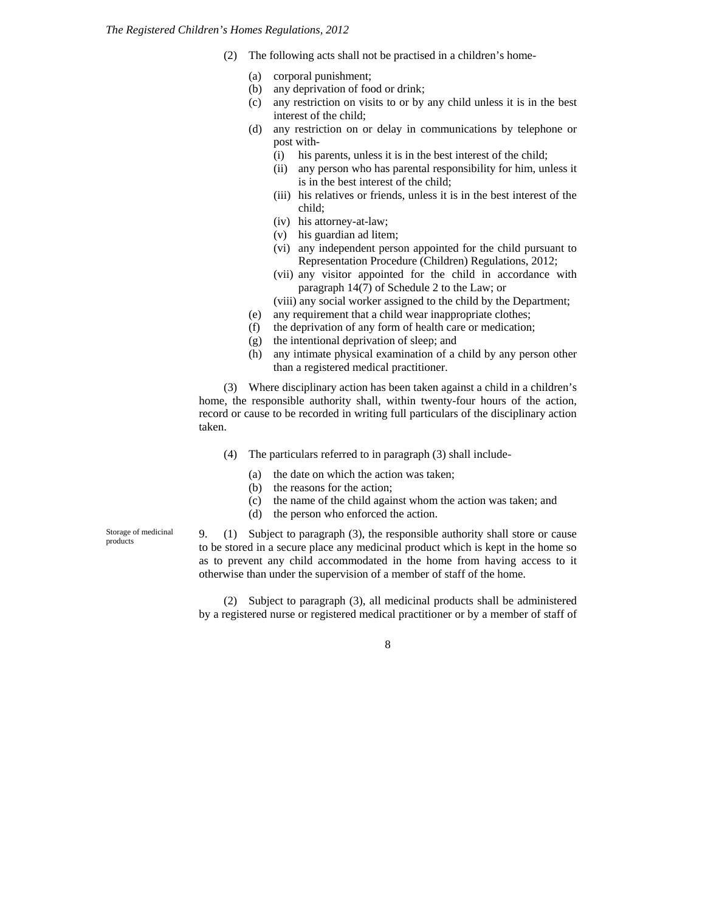(2) The following acts shall not be practised in a children's home-

(a) corporal punishment;
(b) any deprivation of food or drink;
(c) any restriction on visits to or by any child unless it is in the best interest of the child;
(d) any restriction on or delay in communications by telephone or post with-
   (i) his parents, unless it is in the best interest of the child;
   (ii) any person who has parental responsibility for him, unless it is in the best interest of the child;
   (iii) his relatives or friends, unless it is in the best interest of the child;
   (iv) his attorney-at-law;
   (v) his guardian ad litem;
   (vi) any independent person appointed for the child pursuant to Representation Procedure (Children) Regulations, 2012;
   (vii) any visitor appointed for the child in accordance with paragraph 14(7) of Schedule 2 to the Law; or
   (viii) any social worker assigned to the child by the Department;
(e) any requirement that a child wear inappropriate clothes;
(f) the deprivation of any form of health care or medication;
(g) the intentional deprivation of sleep; and
(h) any intimate physical examination of a child by any person other than a registered medical practitioner.

(3) Where disciplinary action has been taken against a child in a children's home, the responsible authority shall, within twenty-four hours of the action, record or cause to be recorded in writing full particulars of the disciplinary action taken.

(4) The particulars referred to in paragraph (3) shall include-

(a) the date on which the action was taken;
(b) the reasons for the action;
(c) the name of the child against whom the action was taken; and
(d) the person who enforced the action.

Storage of medicinal products

9. (1) Subject to paragraph (3), the responsible authority shall store or cause to be stored in a secure place any medicinal product which is kept in the home so as to prevent any child accommodated in the home from having access to it otherwise than under the supervision of a member of staff of the home.

(2) Subject to paragraph (3), all medicinal products shall be administered by a registered nurse or registered medical practitioner or by a member of staff of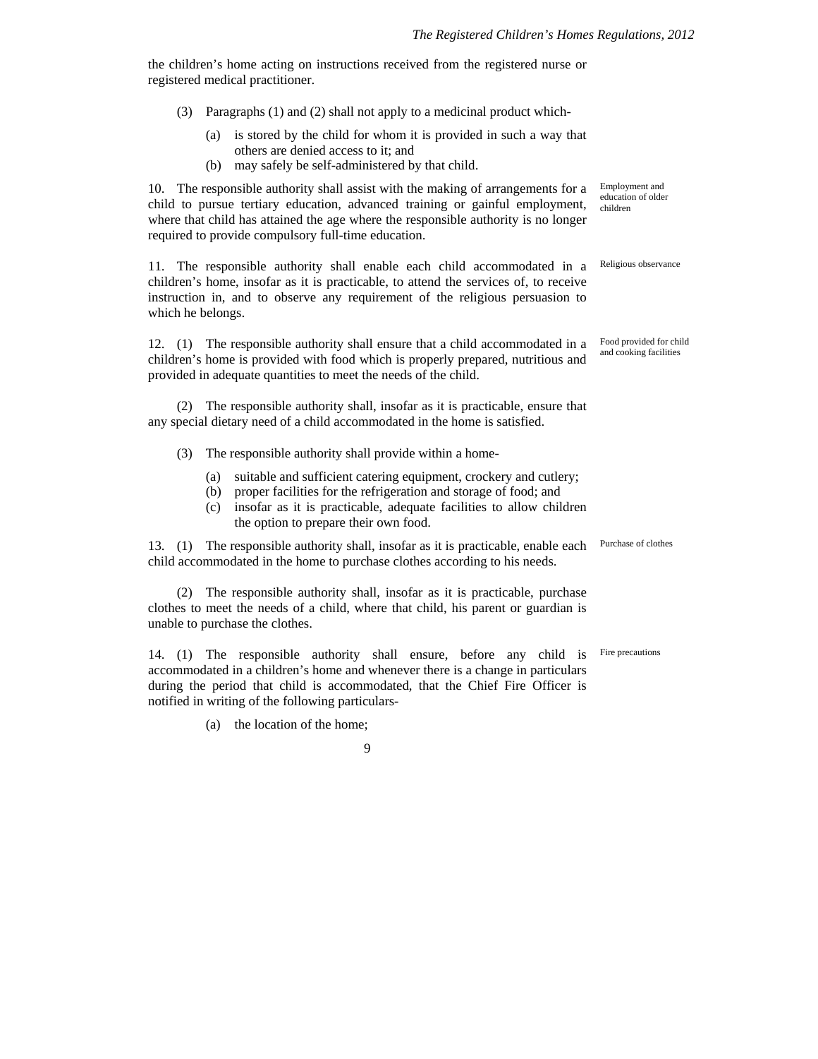the children's home acting on instructions received from the registered nurse or registered medical practitioner.

(3) Paragraphs (1) and (2) shall not apply to a medicinal product which-

(a) is stored by the child for whom it is provided in such a way that others are denied access to it; and
(b) may safely be self-administered by that child.

*Employment and education of older children*

10. The responsible authority shall assist with the making of arrangements for a child to pursue tertiary education, advanced training or gainful employment, where that child has attained the age where the responsible authority is no longer required to provide compulsory full-time education.

*Religious observance*

11. The responsible authority shall enable each child accommodated in a children's home, insofar as it is practicable, to attend the services of, to receive instruction in, and to observe any requirement of the religious persuasion to which he belongs.

*Food provided for child and cooking facilities*

12. (1) The responsible authority shall ensure that a child accommodated in a children's home is provided with food which is properly prepared, nutritious and provided in adequate quantities to meet the needs of the child.

(2) The responsible authority shall, insofar as it is practicable, ensure that any special dietary need of a child accommodated in the home is satisfied.

(3) The responsible authority shall provide within a home-

(a) suitable and sufficient catering equipment, crockery and cutlery;
(b) proper facilities for the refrigeration and storage of food; and
(c) insofar as it is practicable, adequate facilities to allow children the option to prepare their own food.

*Purchase of clothes*

13. (1) The responsible authority shall, insofar as it is practicable, enable each child accommodated in the home to purchase clothes according to his needs.

(2) The responsible authority shall, insofar as it is practicable, purchase clothes to meet the needs of a child, where that child, his parent or guardian is unable to purchase the clothes.

*Fire precautions*

14. (1) The responsible authority shall ensure, before any child is accommodated in a children's home and whenever there is a change in particulars during the period that child is accommodated, that the Chief Fire Officer is notified in writing of the following particulars-

(a) the location of the home;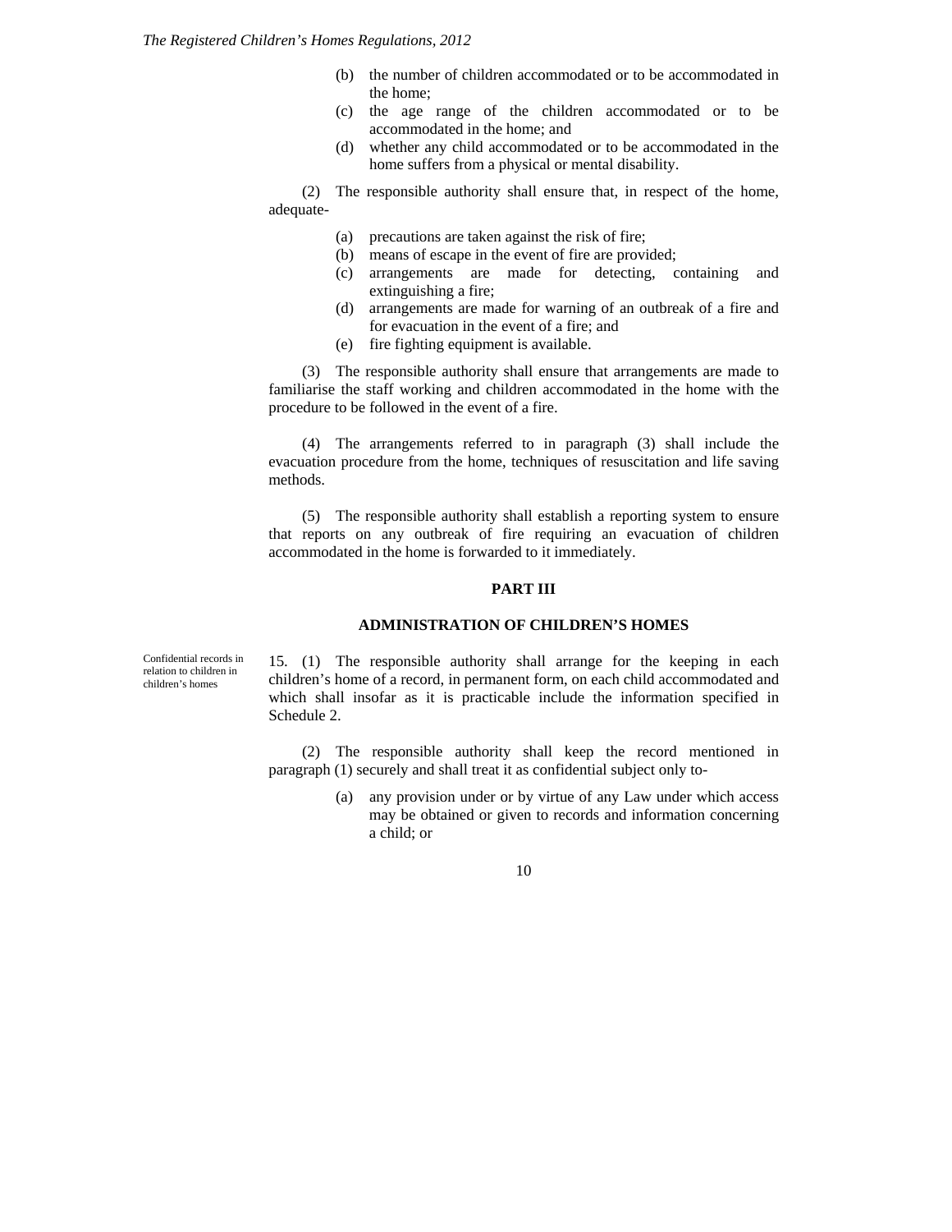(b) the number of children accommodated or to be accommodated in the home;

(c) the age range of the children accommodated or to be accommodated in the home; and

(d) whether any child accommodated or to be accommodated in the home suffers from a physical or mental disability.

(2) The responsible authority shall ensure that, in respect of the home, adequate-

(a) precautions are taken against the risk of fire;

(b) means of escape in the event of fire are provided;

(c) arrangements are made for detecting, containing and extinguishing a fire;

(d) arrangements are made for warning of an outbreak of a fire and for evacuation in the event of a fire; and

(e) fire fighting equipment is available.

(3) The responsible authority shall ensure that arrangements are made to familiarise the staff working and children accommodated in the home with the procedure to be followed in the event of a fire.

(4) The arrangements referred to in paragraph (3) shall include the evacuation procedure from the home, techniques of resuscitation and life saving methods.

(5) The responsible authority shall establish a reporting system to ensure that reports on any outbreak of fire requiring an evacuation of children accommodated in the home is forwarded to it immediately.

## PART III

## ADMINISTRATION OF CHILDREN'S HOMES

*Confidential records in relation to children in children's homes*

15. (1) The responsible authority shall arrange for the keeping in each children's home of a record, in permanent form, on each child accommodated and which shall insofar as it is practicable include the information specified in Schedule 2.

(2) The responsible authority shall keep the record mentioned in paragraph (1) securely and shall treat it as confidential subject only to-

(a) any provision under or by virtue of any Law under which access may be obtained or given to records and information concerning a child; or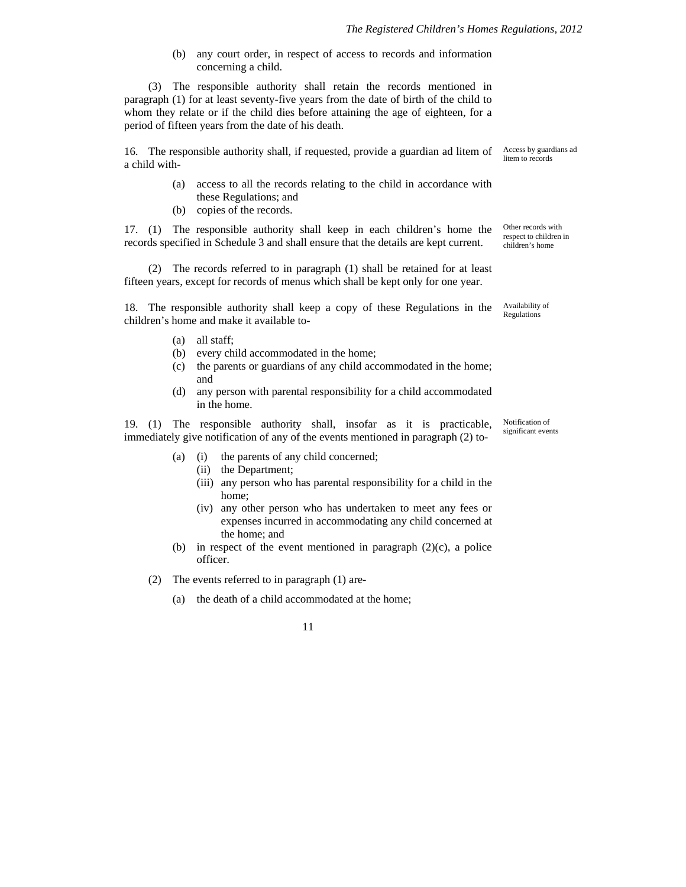(b) any court order, in respect of access to records and information concerning a child.

(3) The responsible authority shall retain the records mentioned in paragraph (1) for at least seventy-five years from the date of birth of the child to whom they relate or if the child dies before attaining the age of eighteen, for a period of fifteen years from the date of his death.

*Access by guardians ad litem to records*

16. The responsible authority shall, if requested, provide a guardian ad litem of a child with-

(a) access to all the records relating to the child in accordance with these Regulations; and
(b) copies of the records.

*Other records with respect to children in children's home*

17. (1) The responsible authority shall keep in each children's home the records specified in Schedule 3 and shall ensure that the details are kept current.

(2) The records referred to in paragraph (1) shall be retained for at least fifteen years, except for records of menus which shall be kept only for one year.

*Availability of Regulations*

18. The responsible authority shall keep a copy of these Regulations in the children's home and make it available to-

(a) all staff;
(b) every child accommodated in the home;
(c) the parents or guardians of any child accommodated in the home; and
(d) any person with parental responsibility for a child accommodated in the home.

*Notification of significant events*

19. (1) The responsible authority shall, insofar as it is practicable, immediately give notification of any of the events mentioned in paragraph (2) to-

(a) (i) the parents of any child concerned;
(ii) the Department;
(iii) any person who has parental responsibility for a child in the home;
(iv) any other person who has undertaken to meet any fees or expenses incurred in accommodating any child concerned at the home; and
(b) in respect of the event mentioned in paragraph (2)(c), a police officer.

(2) The events referred to in paragraph (1) are-

(a) the death of a child accommodated at the home;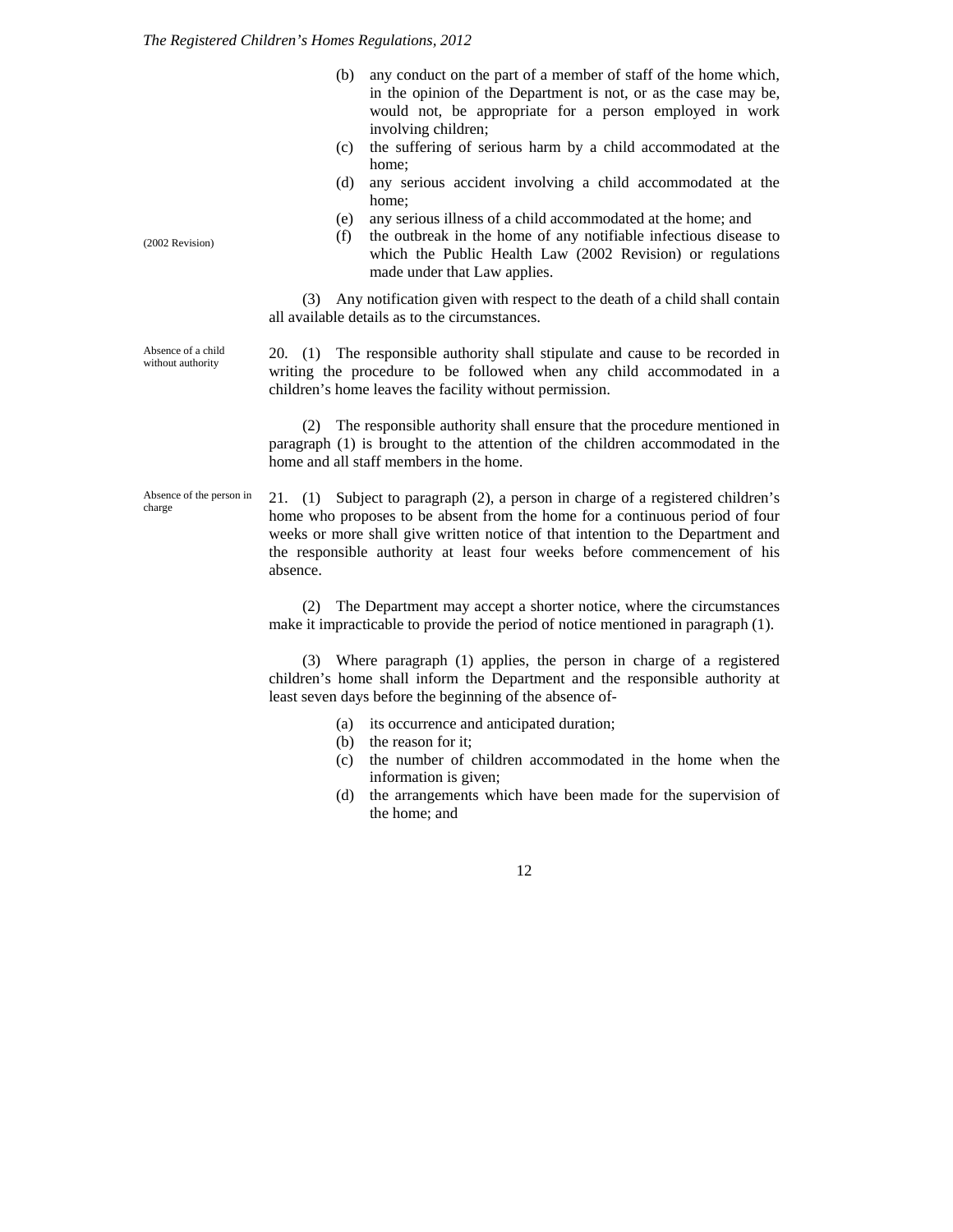(b) any conduct on the part of a member of staff of the home which, in the opinion of the Department is not, or as the case may be, would not, be appropriate for a person employed in work involving children;

(c) the suffering of serious harm by a child accommodated at the home;

(d) any serious accident involving a child accommodated at the home;

(e) any serious illness of a child accommodated at the home; and

(f) the outbreak in the home of any notifiable infectious disease to which the Public Health Law (2002 Revision) or regulations made under that Law applies.

(2002 Revision)

(3) Any notification given with respect to the death of a child shall contain all available details as to the circumstances.

*Absence of a child without authority*

20. (1) The responsible authority shall stipulate and cause to be recorded in writing the procedure to be followed when any child accommodated in a children's home leaves the facility without permission.

(2) The responsible authority shall ensure that the procedure mentioned in paragraph (1) is brought to the attention of the children accommodated in the home and all staff members in the home.

*Absence of the person in charge*

21. (1) Subject to paragraph (2), a person in charge of a registered children's home who proposes to be absent from the home for a continuous period of four weeks or more shall give written notice of that intention to the Department and the responsible authority at least four weeks before commencement of his absence.

(2) The Department may accept a shorter notice, where the circumstances make it impracticable to provide the period of notice mentioned in paragraph (1).

(3) Where paragraph (1) applies, the person in charge of a registered children's home shall inform the Department and the responsible authority at least seven days before the beginning of the absence of-

(a) its occurrence and anticipated duration;

(b) the reason for it;

(c) the number of children accommodated in the home when the information is given;

(d) the arrangements which have been made for the supervision of the home; and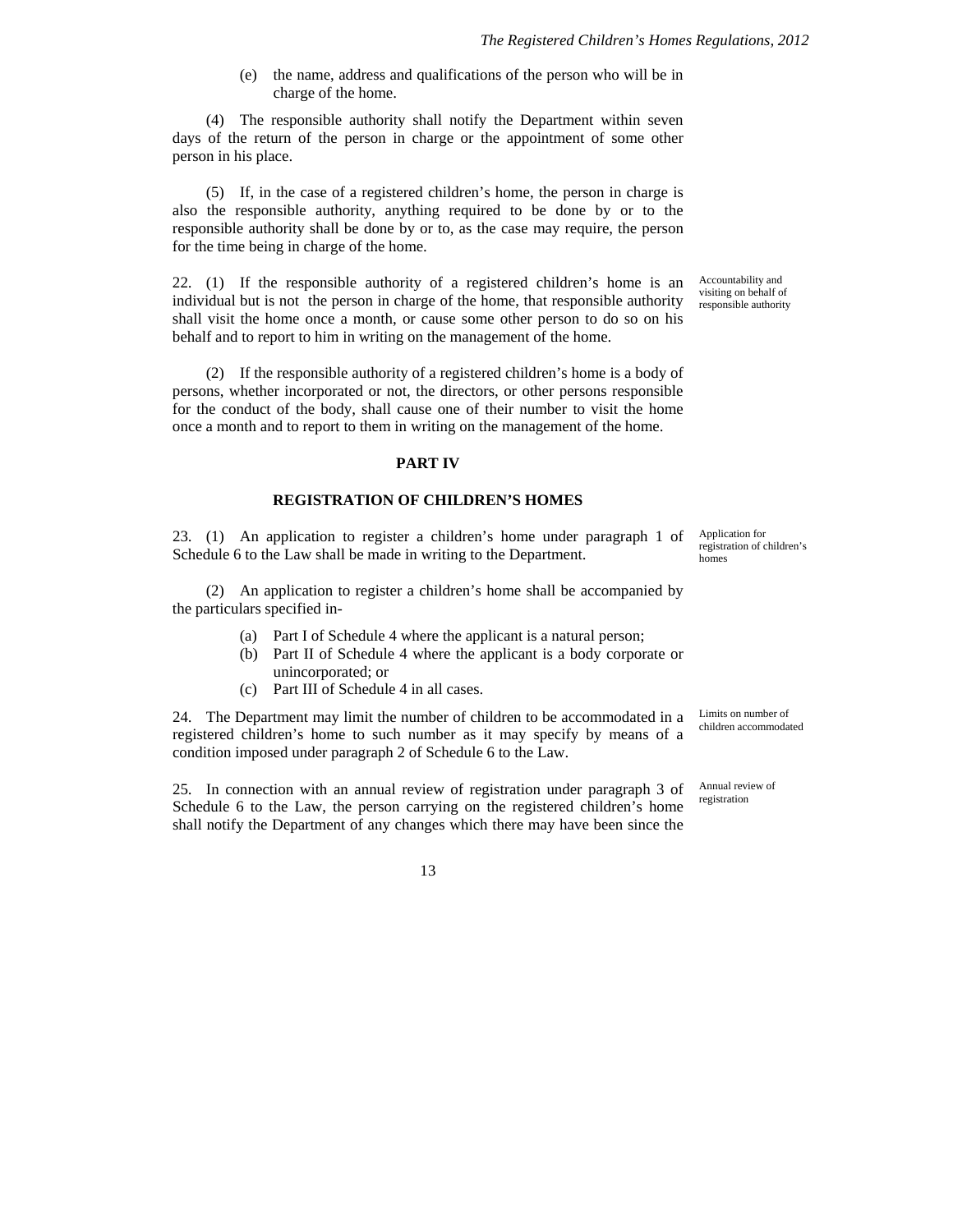(e) the name, address and qualifications of the person who will be in charge of the home.

(4) The responsible authority shall notify the Department within seven days of the return of the person in charge or the appointment of some other person in his place.

(5) If, in the case of a registered children's home, the person in charge is also the responsible authority, anything required to be done by or to the responsible authority shall be done by or to, as the case may require, the person for the time being in charge of the home.

*Accountability and visiting on behalf of responsible authority*

22. (1) If the responsible authority of a registered children's home is an individual but is not the person in charge of the home, that responsible authority shall visit the home once a month, or cause some other person to do so on his behalf and to report to him in writing on the management of the home.

(2) If the responsible authority of a registered children's home is a body of persons, whether incorporated or not, the directors, or other persons responsible for the conduct of the body, shall cause one of their number to visit the home once a month and to report to them in writing on the management of the home.

## PART IV

## REGISTRATION OF CHILDREN'S HOMES

*Application for registration of children's homes*

23. (1) An application to register a children's home under paragraph 1 of Schedule 6 to the Law shall be made in writing to the Department.

(2) An application to register a children's home shall be accompanied by the particulars specified in-

(a) Part I of Schedule 4 where the applicant is a natural person;
(b) Part II of Schedule 4 where the applicant is a body corporate or unincorporated; or
(c) Part III of Schedule 4 in all cases.

*Limits on number of children accommodated*

24. The Department may limit the number of children to be accommodated in a registered children's home to such number as it may specify by means of a condition imposed under paragraph 2 of Schedule 6 to the Law.

*Annual review of registration*

25. In connection with an annual review of registration under paragraph 3 of Schedule 6 to the Law, the person carrying on the registered children's home shall notify the Department of any changes which there may have been since the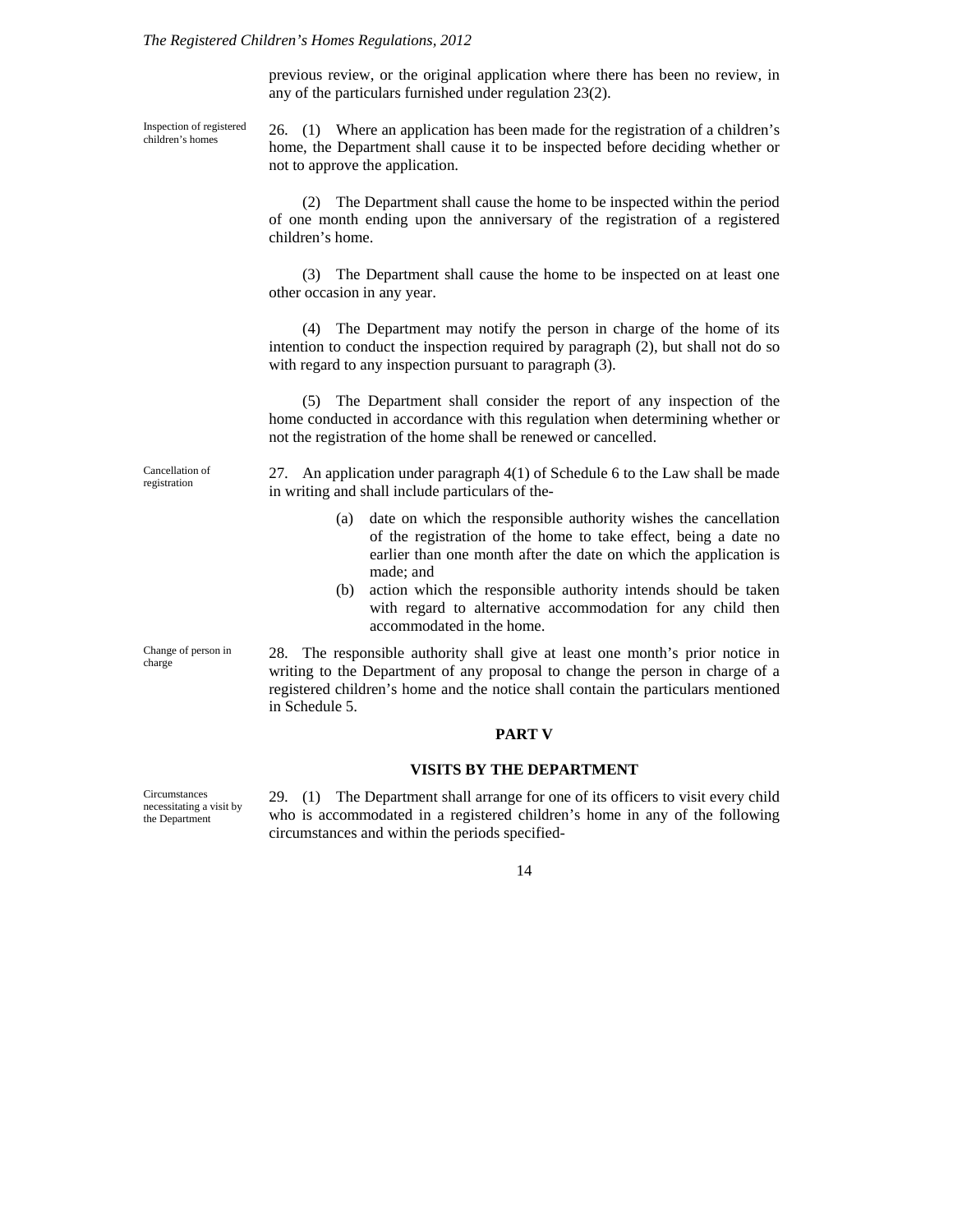previous review, or the original application where there has been no review, in any of the particulars furnished under regulation 23(2).

Inspection of registered children's homes

26. (1) Where an application has been made for the registration of a children's home, the Department shall cause it to be inspected before deciding whether or not to approve the application.

(2) The Department shall cause the home to be inspected within the period of one month ending upon the anniversary of the registration of a registered children's home.

(3) The Department shall cause the home to be inspected on at least one other occasion in any year.

(4) The Department may notify the person in charge of the home of its intention to conduct the inspection required by paragraph (2), but shall not do so with regard to any inspection pursuant to paragraph (3).

(5) The Department shall consider the report of any inspection of the home conducted in accordance with this regulation when determining whether or not the registration of the home shall be renewed or cancelled.

Cancellation of registration

27. An application under paragraph 4(1) of Schedule 6 to the Law shall be made in writing and shall include particulars of the-

(a) date on which the responsible authority wishes the cancellation of the registration of the home to take effect, being a date no earlier than one month after the date on which the application is made; and

(b) action which the responsible authority intends should be taken with regard to alternative accommodation for any child then accommodated in the home.

Change of person in charge

28. The responsible authority shall give at least one month's prior notice in writing to the Department of any proposal to change the person in charge of a registered children's home and the notice shall contain the particulars mentioned in Schedule 5.

## PART V

## VISITS BY THE DEPARTMENT

Circumstances necessitating a visit by the Department

29. (1) The Department shall arrange for one of its officers to visit every child who is accommodated in a registered children's home in any of the following circumstances and within the periods specified-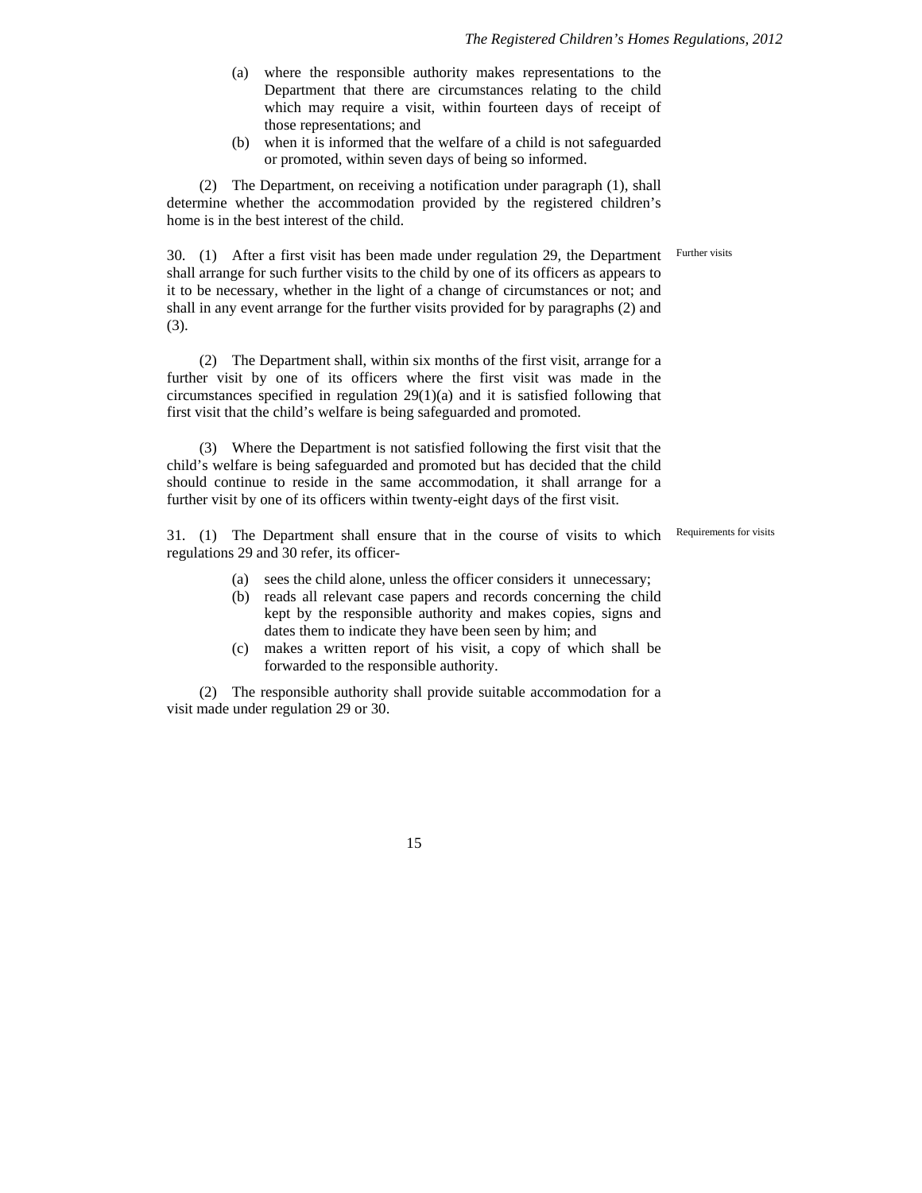(a) where the responsible authority makes representations to the Department that there are circumstances relating to the child which may require a visit, within fourteen days of receipt of those representations; and

(b) when it is informed that the welfare of a child is not safeguarded or promoted, within seven days of being so informed.

(2) The Department, on receiving a notification under paragraph (1), shall determine whether the accommodation provided by the registered children's home is in the best interest of the child.

Further visits

30. (1) After a first visit has been made under regulation 29, the Department shall arrange for such further visits to the child by one of its officers as appears to it to be necessary, whether in the light of a change of circumstances or not; and shall in any event arrange for the further visits provided for by paragraphs (2) and (3).

(2) The Department shall, within six months of the first visit, arrange for a further visit by one of its officers where the first visit was made in the circumstances specified in regulation 29(1)(a) and it is satisfied following that first visit that the child's welfare is being safeguarded and promoted.

(3) Where the Department is not satisfied following the first visit that the child's welfare is being safeguarded and promoted but has decided that the child should continue to reside in the same accommodation, it shall arrange for a further visit by one of its officers within twenty-eight days of the first visit.

Requirements for visits

31. (1) The Department shall ensure that in the course of visits to which regulations 29 and 30 refer, its officer-

(a) sees the child alone, unless the officer considers it unnecessary;

(b) reads all relevant case papers and records concerning the child kept by the responsible authority and makes copies, signs and dates them to indicate they have been seen by him; and

(c) makes a written report of his visit, a copy of which shall be forwarded to the responsible authority.

(2) The responsible authority shall provide suitable accommodation for a visit made under regulation 29 or 30.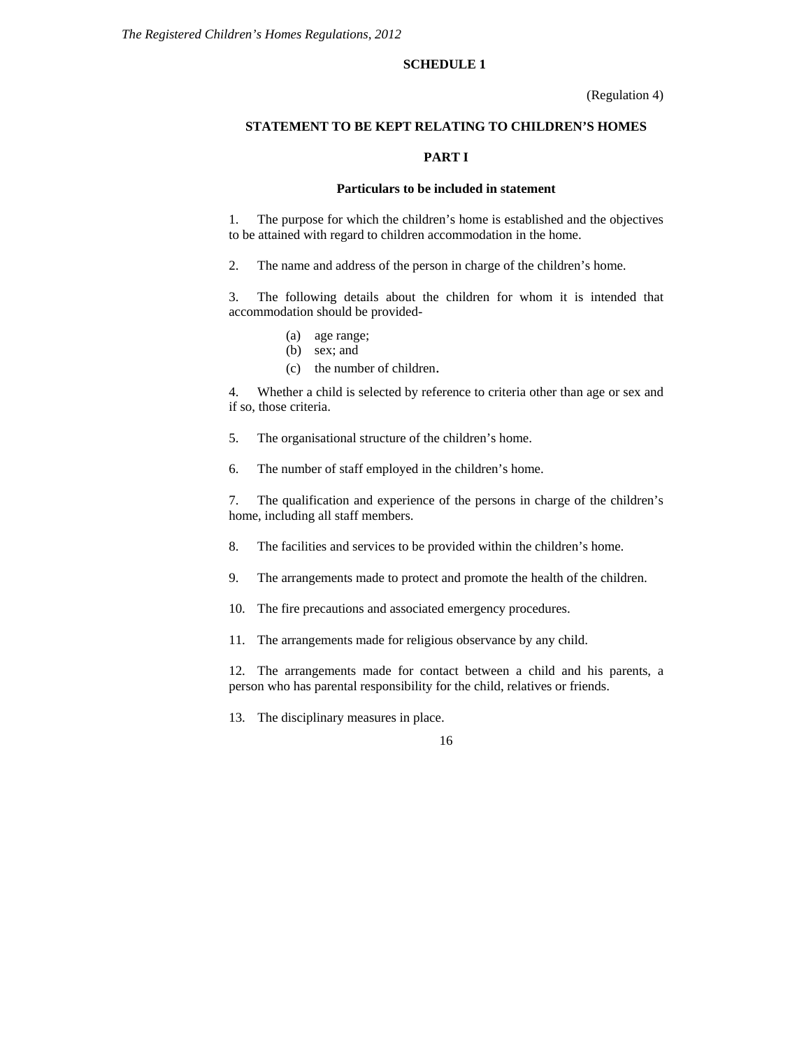## SCHEDULE 1

(Regulation 4)

### STATEMENT TO BE KEPT RELATING TO CHILDREN'S HOMES

### PART I

**Particulars to be included in statement**

1. The purpose for which the children's home is established and the objectives to be attained with regard to children accommodation in the home.

2. The name and address of the person in charge of the children's home.

3. The following details about the children for whom it is intended that accommodation should be provided-

    (a) age range;
    (b) sex; and
    (c) the number of children.

4. Whether a child is selected by reference to criteria other than age or sex and if so, those criteria.

5. The organisational structure of the children's home.

6. The number of staff employed in the children's home.

7. The qualification and experience of the persons in charge of the children's home, including all staff members.

8. The facilities and services to be provided within the children's home.

9. The arrangements made to protect and promote the health of the children.

10. The fire precautions and associated emergency procedures.

11. The arrangements made for religious observance by any child.

12. The arrangements made for contact between a child and his parents, a person who has parental responsibility for the child, relatives or friends.

13. The disciplinary measures in place.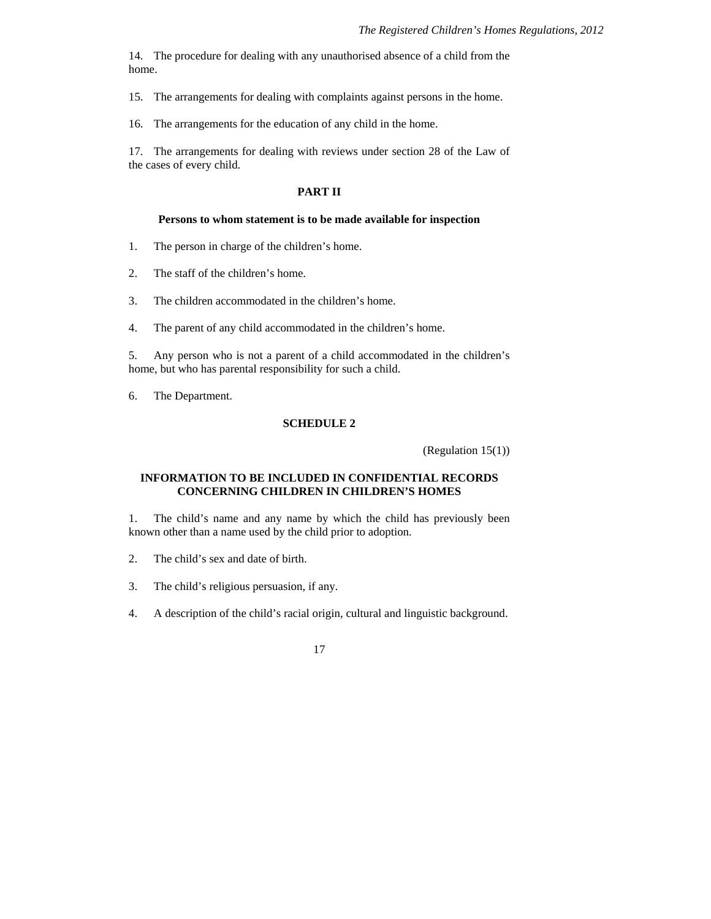14. The procedure for dealing with any unauthorised absence of a child from the home.

15. The arrangements for dealing with complaints against persons in the home.

16. The arrangements for the education of any child in the home.

17. The arrangements for dealing with reviews under section 28 of the Law of the cases of every child.

## PART II

### Persons to whom statement is to be made available for inspection

1. The person in charge of the children's home.

2. The staff of the children's home.

3. The children accommodated in the children's home.

4. The parent of any child accommodated in the children's home.

5. Any person who is not a parent of a child accommodated in the children's home, but who has parental responsibility for such a child.

6. The Department.

## SCHEDULE 2

(Regulation 15(1))

### INFORMATION TO BE INCLUDED IN CONFIDENTIAL RECORDS CONCERNING CHILDREN IN CHILDREN'S HOMES

1. The child's name and any name by which the child has previously been known other than a name used by the child prior to adoption.

2. The child's sex and date of birth.

3. The child's religious persuasion, if any.

4. A description of the child's racial origin, cultural and linguistic background.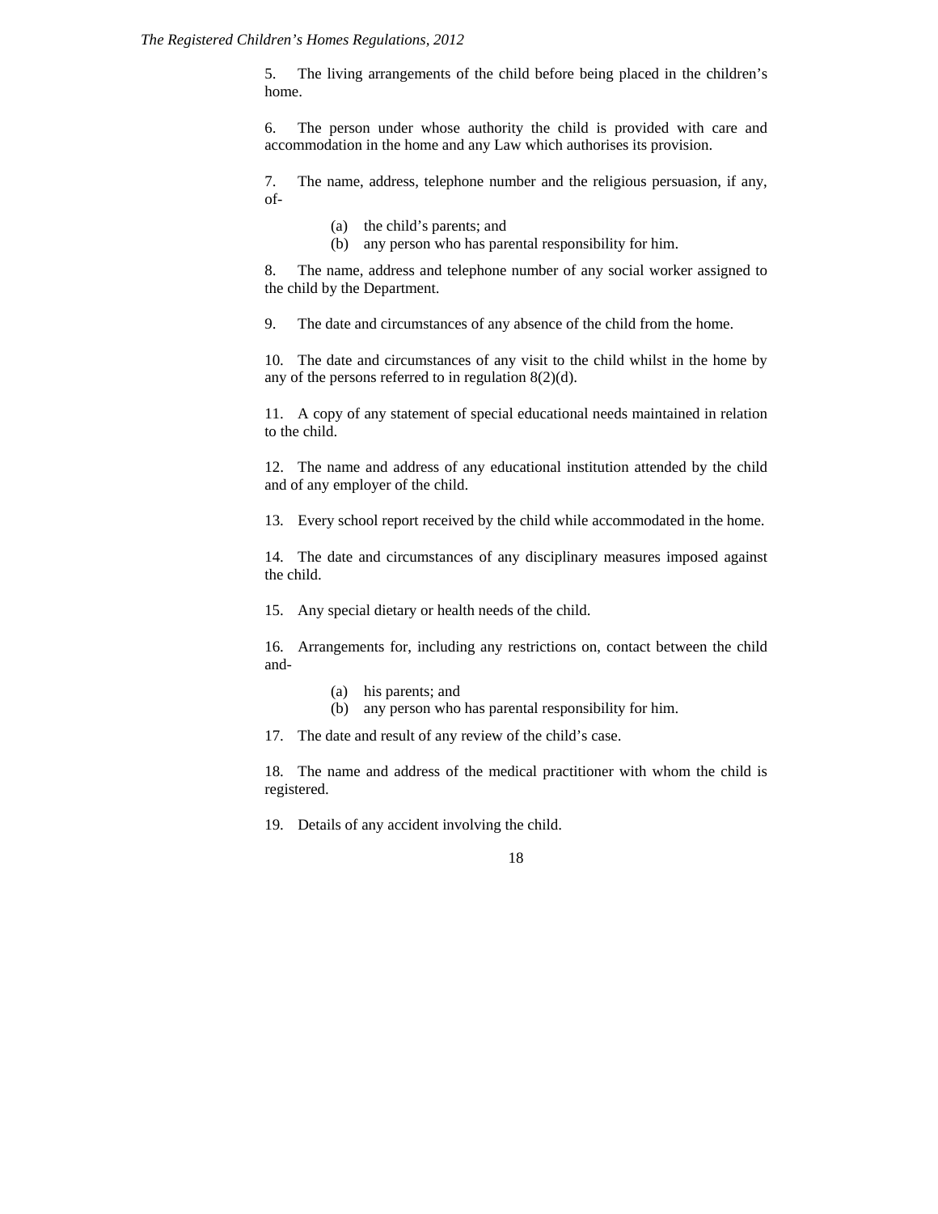5. The living arrangements of the child before being placed in the children's home.

6. The person under whose authority the child is provided with care and accommodation in the home and any Law which authorises its provision.

7. The name, address, telephone number and the religious persuasion, if any, of-

   (a) the child's parents; and
   (b) any person who has parental responsibility for him.

8. The name, address and telephone number of any social worker assigned to the child by the Department.

9. The date and circumstances of any absence of the child from the home.

10. The date and circumstances of any visit to the child whilst in the home by any of the persons referred to in regulation 8(2)(d).

11. A copy of any statement of special educational needs maintained in relation to the child.

12. The name and address of any educational institution attended by the child and of any employer of the child.

13. Every school report received by the child while accommodated in the home.

14. The date and circumstances of any disciplinary measures imposed against the child.

15. Any special dietary or health needs of the child.

16. Arrangements for, including any restrictions on, contact between the child and-

   (a) his parents; and
   (b) any person who has parental responsibility for him.

17. The date and result of any review of the child's case.

18. The name and address of the medical practitioner with whom the child is registered.

19. Details of any accident involving the child.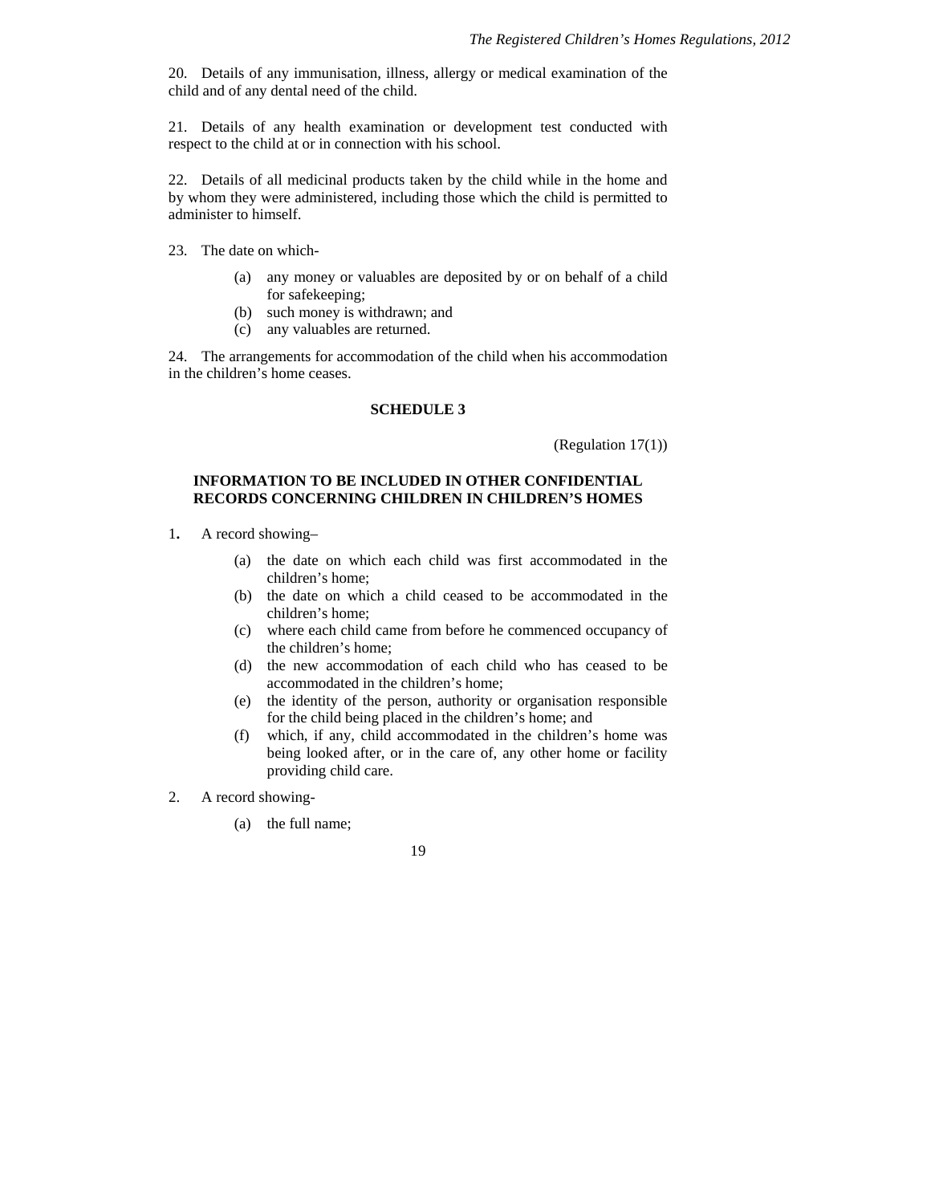20. Details of any immunisation, illness, allergy or medical examination of the child and of any dental need of the child.

21. Details of any health examination or development test conducted with respect to the child at or in connection with his school.

22. Details of all medicinal products taken by the child while in the home and by whom they were administered, including those which the child is permitted to administer to himself.

23. The date on which-

(a) any money or valuables are deposited by or on behalf of a child for safekeeping;
(b) such money is withdrawn; and
(c) any valuables are returned.

24. The arrangements for accommodation of the child when his accommodation in the children's home ceases.

## SCHEDULE 3

(Regulation 17(1))

### INFORMATION TO BE INCLUDED IN OTHER CONFIDENTIAL RECORDS CONCERNING CHILDREN IN CHILDREN'S HOMES

1. A record showing–

(a) the date on which each child was first accommodated in the children's home;
(b) the date on which a child ceased to be accommodated in the children's home;
(c) where each child came from before he commenced occupancy of the children's home;
(d) the new accommodation of each child who has ceased to be accommodated in the children's home;
(e) the identity of the person, authority or organisation responsible for the child being placed in the children's home; and
(f) which, if any, child accommodated in the children's home was being looked after, or in the care of, any other home or facility providing child care.

2. A record showing-

(a) the full name;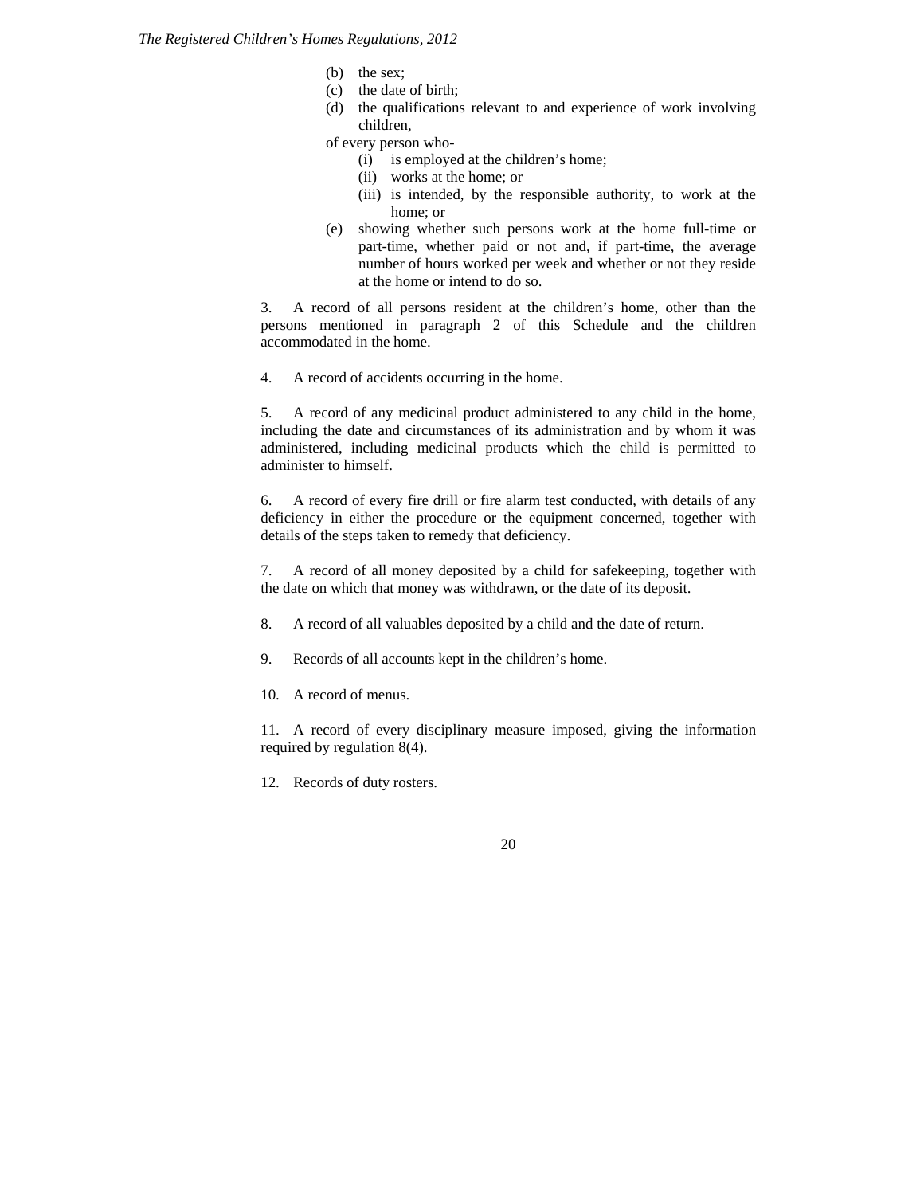(b) the sex;
(c) the date of birth;
(d) the qualifications relevant to and experience of work involving children,

of every person who-

(i) is employed at the children's home;
(ii) works at the home; or
(iii) is intended, by the responsible authority, to work at the home; or

(e) showing whether such persons work at the home full-time or part-time, whether paid or not and, if part-time, the average number of hours worked per week and whether or not they reside at the home or intend to do so.

3. A record of all persons resident at the children's home, other than the persons mentioned in paragraph 2 of this Schedule and the children accommodated in the home.

4. A record of accidents occurring in the home.

5. A record of any medicinal product administered to any child in the home, including the date and circumstances of its administration and by whom it was administered, including medicinal products which the child is permitted to administer to himself.

6. A record of every fire drill or fire alarm test conducted, with details of any deficiency in either the procedure or the equipment concerned, together with details of the steps taken to remedy that deficiency.

7. A record of all money deposited by a child for safekeeping, together with the date on which that money was withdrawn, or the date of its deposit.

8. A record of all valuables deposited by a child and the date of return.

9. Records of all accounts kept in the children's home.

10. A record of menus.

11. A record of every disciplinary measure imposed, giving the information required by regulation 8(4).

12. Records of duty rosters.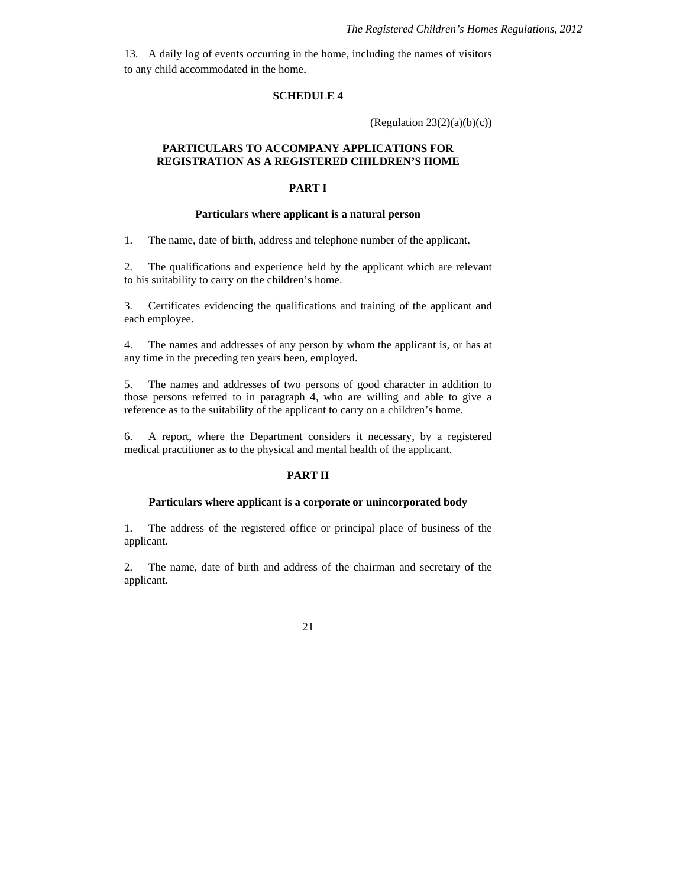13. A daily log of events occurring in the home, including the names of visitors to any child accommodated in the home.

## SCHEDULE 4

(Regulation 23(2)(a)(b)(c))

### PARTICULARS TO ACCOMPANY APPLICATIONS FOR REGISTRATION AS A REGISTERED CHILDREN'S HOME

### PART I

**Particulars where applicant is a natural person**

1. The name, date of birth, address and telephone number of the applicant.

2. The qualifications and experience held by the applicant which are relevant to his suitability to carry on the children's home.

3. Certificates evidencing the qualifications and training of the applicant and each employee.

4. The names and addresses of any person by whom the applicant is, or has at any time in the preceding ten years been, employed.

5. The names and addresses of two persons of good character in addition to those persons referred to in paragraph 4, who are willing and able to give a reference as to the suitability of the applicant to carry on a children's home.

6. A report, where the Department considers it necessary, by a registered medical practitioner as to the physical and mental health of the applicant.

### PART II

**Particulars where applicant is a corporate or unincorporated body**

1. The address of the registered office or principal place of business of the applicant.

2. The name, date of birth and address of the chairman and secretary of the applicant.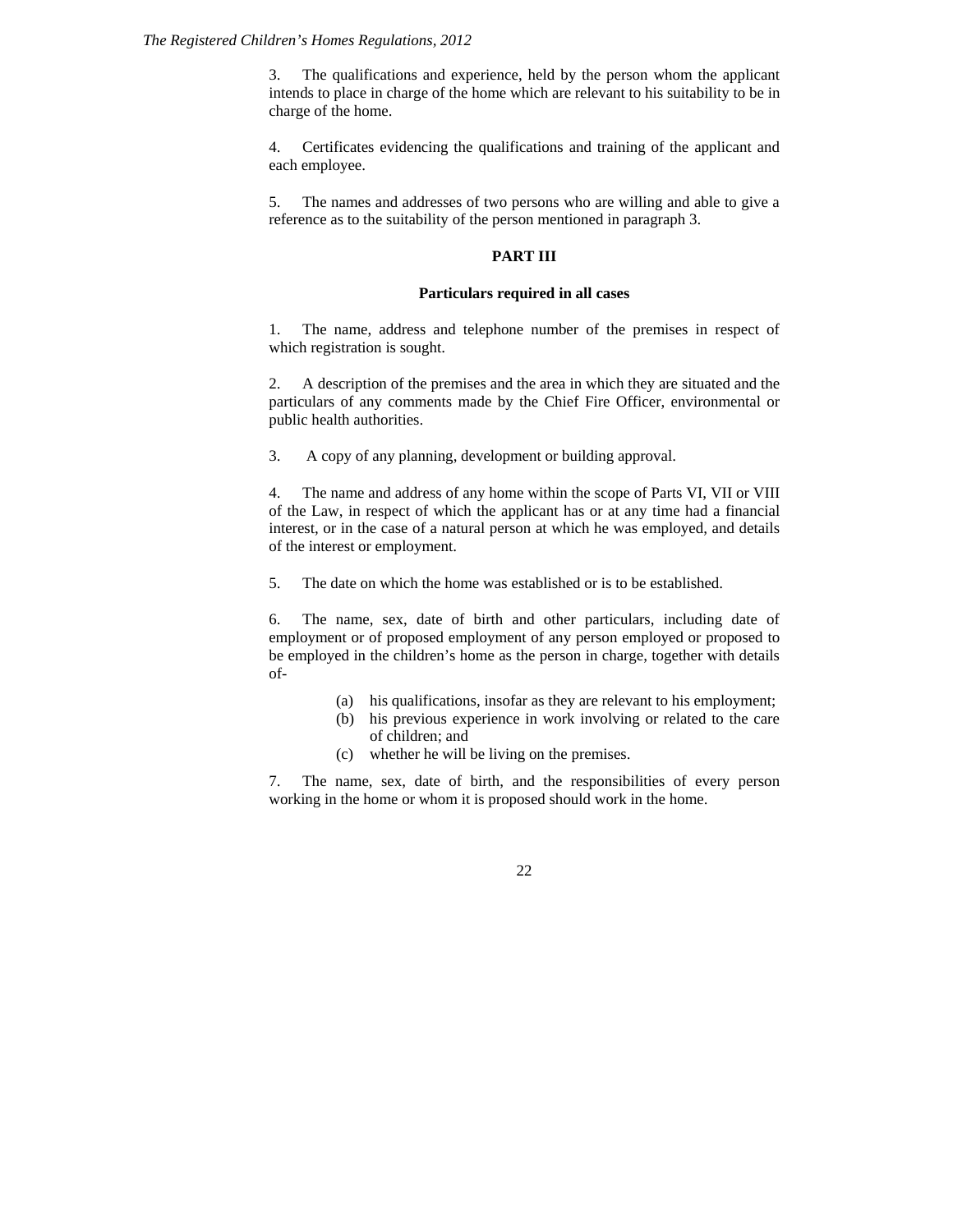3. The qualifications and experience, held by the person whom the applicant intends to place in charge of the home which are relevant to his suitability to be in charge of the home.

4. Certificates evidencing the qualifications and training of the applicant and each employee.

5. The names and addresses of two persons who are willing and able to give a reference as to the suitability of the person mentioned in paragraph 3.

## PART III

### Particulars required in all cases

1. The name, address and telephone number of the premises in respect of which registration is sought.

2. A description of the premises and the area in which they are situated and the particulars of any comments made by the Chief Fire Officer, environmental or public health authorities.

3. A copy of any planning, development or building approval.

4. The name and address of any home within the scope of Parts VI, VII or VIII of the Law, in respect of which the applicant has or at any time had a financial interest, or in the case of a natural person at which he was employed, and details of the interest or employment.

5. The date on which the home was established or is to be established.

6. The name, sex, date of birth and other particulars, including date of employment or of proposed employment of any person employed or proposed to be employed in the children's home as the person in charge, together with details of-

   (a) his qualifications, insofar as they are relevant to his employment;
   (b) his previous experience in work involving or related to the care of children; and
   (c) whether he will be living on the premises.

7. The name, sex, date of birth, and the responsibilities of every person working in the home or whom it is proposed should work in the home.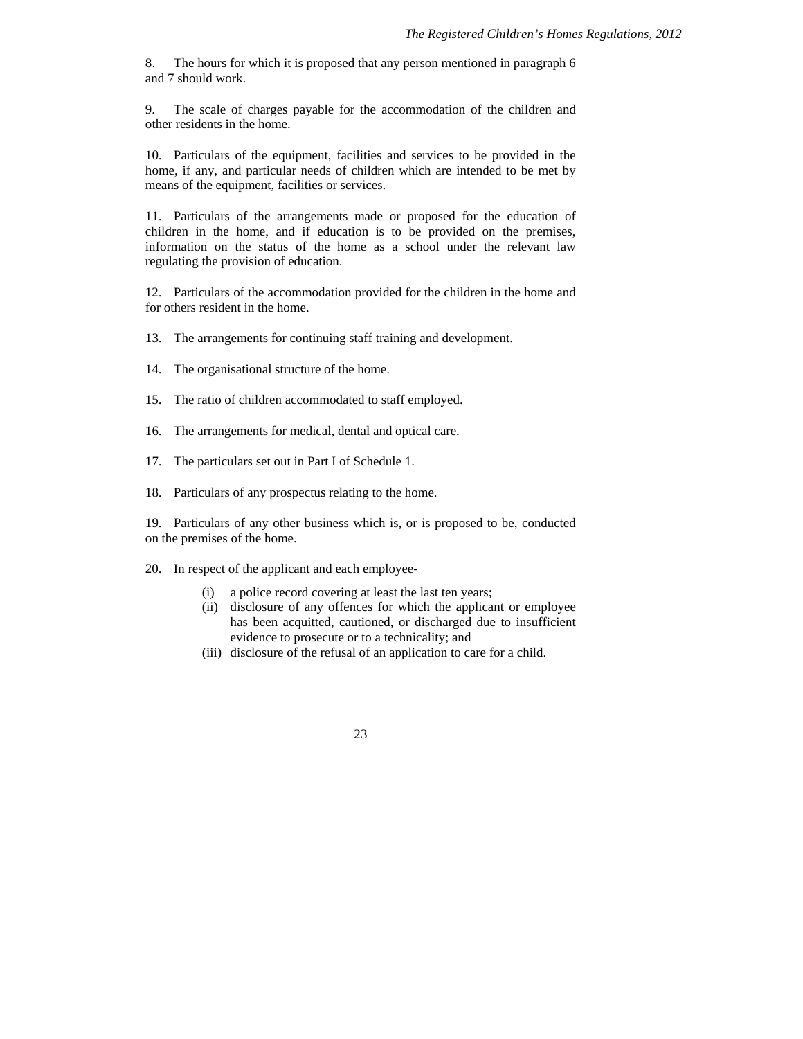8. The hours for which it is proposed that any person mentioned in paragraph 6 and 7 should work.

9. The scale of charges payable for the accommodation of the children and other residents in the home.

10. Particulars of the equipment, facilities and services to be provided in the home, if any, and particular needs of children which are intended to be met by means of the equipment, facilities or services.

11. Particulars of the arrangements made or proposed for the education of children in the home, and if education is to be provided on the premises, information on the status of the home as a school under the relevant law regulating the provision of education.

12. Particulars of the accommodation provided for the children in the home and for others resident in the home.

13. The arrangements for continuing staff training and development.

14. The organisational structure of the home.

15. The ratio of children accommodated to staff employed.

16. The arrangements for medical, dental and optical care.

17. The particulars set out in Part I of Schedule 1.

18. Particulars of any prospectus relating to the home.

19. Particulars of any other business which is, or is proposed to be, conducted on the premises of the home.

20. In respect of the applicant and each employee-

(i) a police record covering at least the last ten years;
(ii) disclosure of any offences for which the applicant or employee has been acquitted, cautioned, or discharged due to insufficient evidence to prosecute or to a technicality; and
(iii) disclosure of the refusal of an application to care for a child.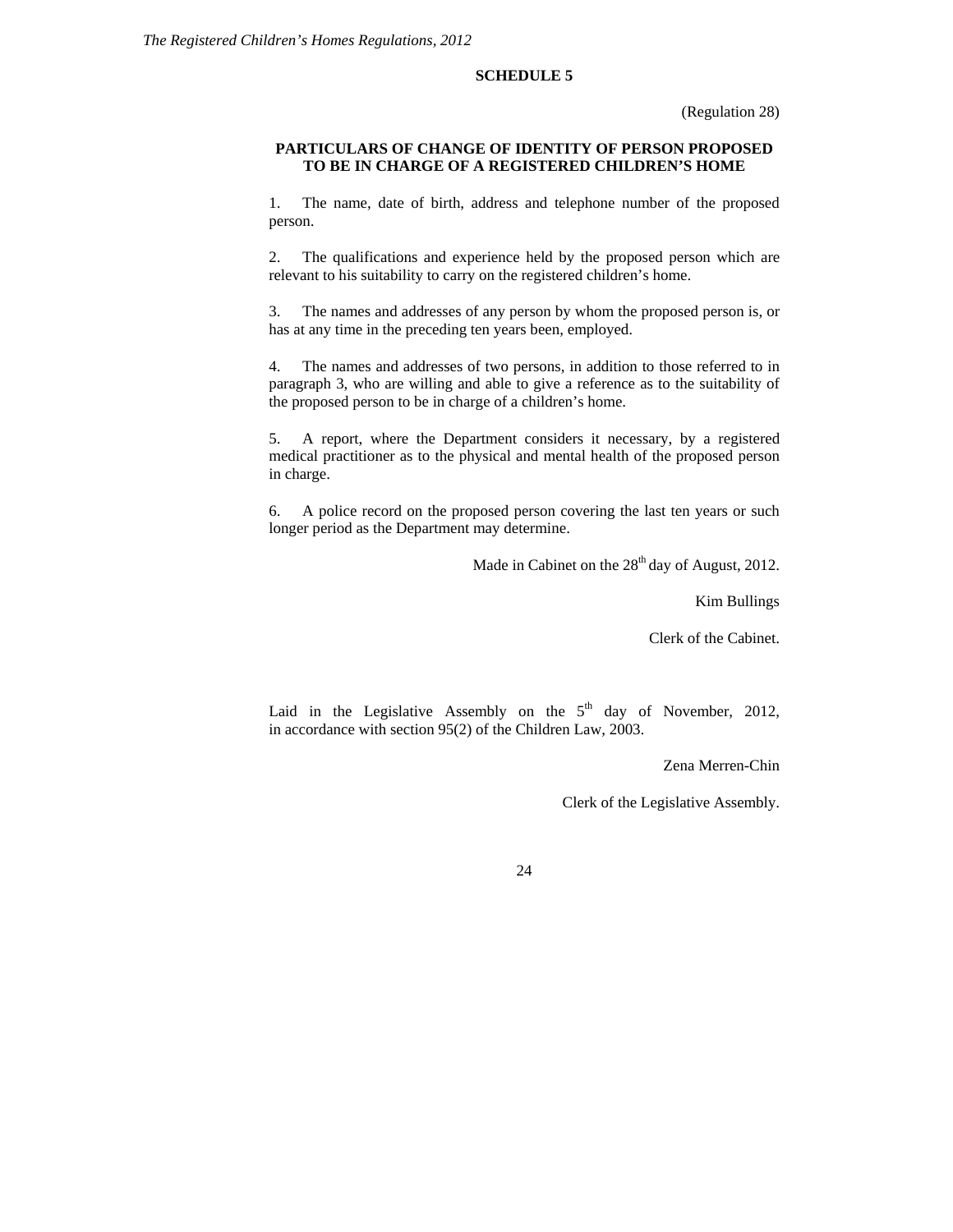## SCHEDULE 5

(Regulation 28)

### PARTICULARS OF CHANGE OF IDENTITY OF PERSON PROPOSED TO BE IN CHARGE OF A REGISTERED CHILDREN'S HOME

1. The name, date of birth, address and telephone number of the proposed person.

2. The qualifications and experience held by the proposed person which are relevant to his suitability to carry on the registered children's home.

3. The names and addresses of any person by whom the proposed person is, or has at any time in the preceding ten years been, employed.

4. The names and addresses of two persons, in addition to those referred to in paragraph 3, who are willing and able to give a reference as to the suitability of the proposed person to be in charge of a children's home.

5. A report, where the Department considers it necessary, by a registered medical practitioner as to the physical and mental health of the proposed person in charge.

6. A police record on the proposed person covering the last ten years or such longer period as the Department may determine.

Made in Cabinet on the 28th day of August, 2012.

Kim Bullings

Clerk of the Cabinet.

Laid in the Legislative Assembly on the 5th day of November, 2012, in accordance with section 95(2) of the Children Law, 2003.

Zena Merren-Chin

Clerk of the Legislative Assembly.